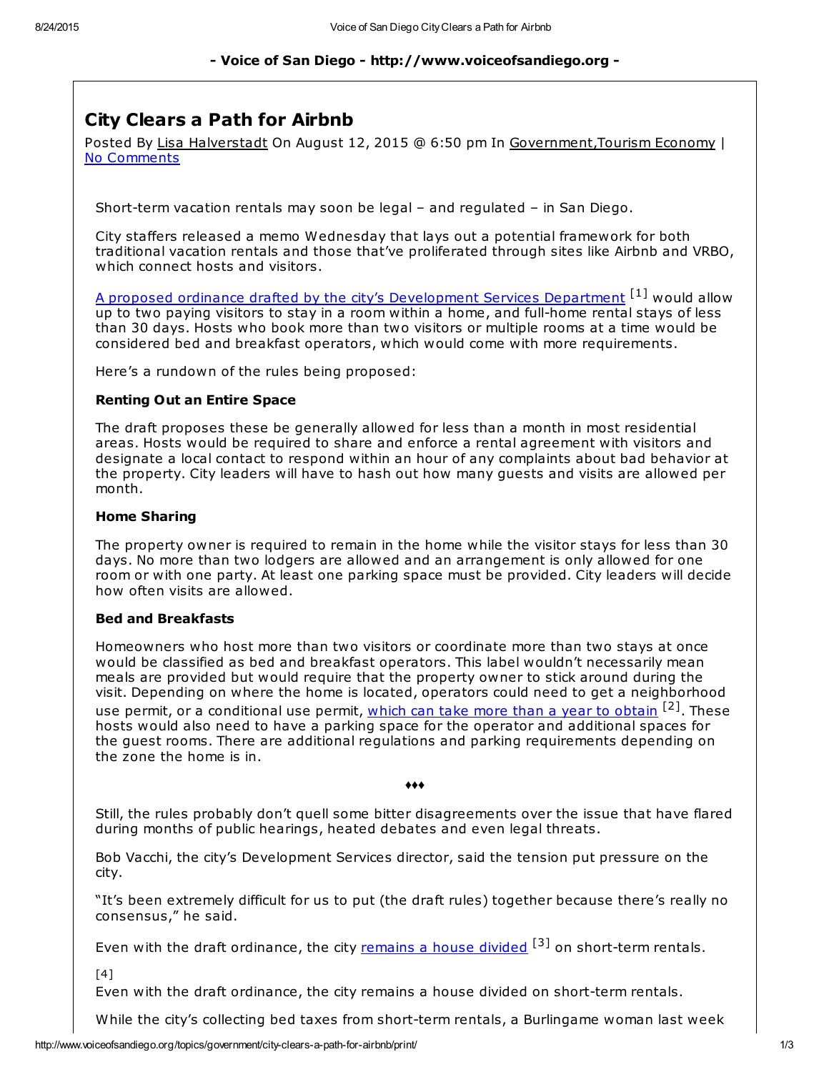**- Voice of San Diego - http://www.voiceofsandiego.org -**

# City Clears a Path for Airbnb

Posted By Lisa Halverstadt On August 12, 2015 @ 6:50 pm In Government,Tourism Economy | No Comments

Short-term vacation rentals may soon be legal – and regulated – in San Diego.

City staffers released a memo Wednesday that lays out a potential framework for both traditional vacation rentals and those that've proliferated through sites like Airbnb and VRBO, which connect hosts and visitors.

A proposed ordinance drafted by the city's Development Services Department [1] would allow up to two paying visitors to stay in a room within a home, and full-home rental stays of less than 30 days. Hosts who book more than two visitors or multiple rooms at a time would be considered bed and breakfast operators, which would come with more requirements.

Here's a rundown of the rules being proposed:

**Renting Out an Entire Space**

The draft proposes these be generally allowed for less than a month in most residential areas. Hosts would be required to share and enforce a rental agreement with visitors and designate a local contact to respond within an hour of any complaints about bad behavior at the property. City leaders will have to hash out how many guests and visits are allowed per month.

**Home Sharing**

The property owner is required to remain in the home while the visitor stays for less than 30 days. No more than two lodgers are allowed and an arrangement is only allowed for one room or with one party. At least one parking space must be provided. City leaders will decide how often visits are allowed.

**Bed and Breakfasts**

Homeowners who host more than two visitors or coordinate more than two stays at once would be classified as bed and breakfast operators. This label wouldn't necessarily mean meals are provided but would require that the property owner to stick around during the visit. Depending on where the home is located, operators could need to get a neighborhood use permit, or a conditional use permit, which can take more than a year to obtain [2]. These hosts would also need to have a parking space for the operator and additional spaces for the guest rooms. There are additional regulations and parking requirements depending on the zone the home is in.

♦♦♦

Still, the rules probably don't quell some bitter disagreements over the issue that have flared during months of public hearings, heated debates and even legal threats.

Bob Vacchi, the city's Development Services director, said the tension put pressure on the city.

"It's been extremely difficult for us to put (the draft rules) together because there's really no consensus," he said.

Even with the draft ordinance, the city remains a house divided [3] on short-term rentals.

[4]
Even with the draft ordinance, the city remains a house divided on short-term rentals.

While the city's collecting bed taxes from short-term rentals, a Burlingame woman last week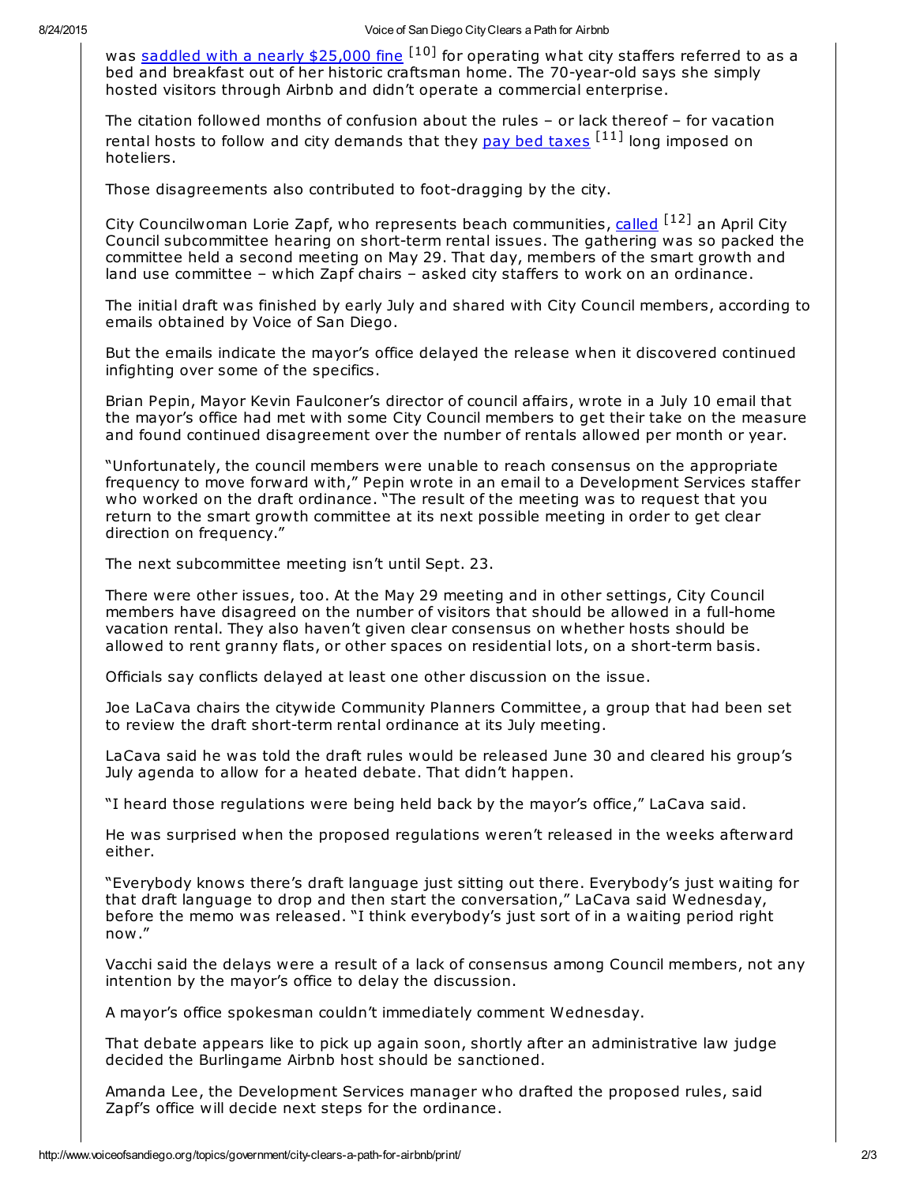was saddled with a nearly $25,000 fine [10] for operating what city staffers referred to as a bed and breakfast out of her historic craftsman home. The 70-year-old says she simply hosted visitors through Airbnb and didn't operate a commercial enterprise.

The citation followed months of confusion about the rules – or lack thereof – for vacation rental hosts to follow and city demands that they pay bed taxes [11] long imposed on hoteliers.

Those disagreements also contributed to foot-dragging by the city.

City Councilwoman Lorie Zapf, who represents beach communities, called [12] an April City Council subcommittee hearing on short-term rental issues. The gathering was so packed the committee held a second meeting on May 29. That day, members of the smart growth and land use committee – which Zapf chairs – asked city staffers to work on an ordinance.

The initial draft was finished by early July and shared with City Council members, according to emails obtained by Voice of San Diego.

But the emails indicate the mayor's office delayed the release when it discovered continued infighting over some of the specifics.

Brian Pepin, Mayor Kevin Faulconer's director of council affairs, wrote in a July 10 email that the mayor's office had met with some City Council members to get their take on the measure and found continued disagreement over the number of rentals allowed per month or year.

"Unfortunately, the council members were unable to reach consensus on the appropriate frequency to move forward with," Pepin wrote in an email to a Development Services staffer who worked on the draft ordinance. "The result of the meeting was to request that you return to the smart growth committee at its next possible meeting in order to get clear direction on frequency."

The next subcommittee meeting isn't until Sept. 23.

There were other issues, too. At the May 29 meeting and in other settings, City Council members have disagreed on the number of visitors that should be allowed in a full-home vacation rental. They also haven't given clear consensus on whether hosts should be allowed to rent granny flats, or other spaces on residential lots, on a short-term basis.

Officials say conflicts delayed at least one other discussion on the issue.

Joe LaCava chairs the citywide Community Planners Committee, a group that had been set to review the draft short-term rental ordinance at its July meeting.

LaCava said he was told the draft rules would be released June 30 and cleared his group's July agenda to allow for a heated debate. That didn't happen.

"I heard those regulations were being held back by the mayor's office," LaCava said.

He was surprised when the proposed regulations weren't released in the weeks afterward either.

"Everybody knows there's draft language just sitting out there. Everybody's just waiting for that draft language to drop and then start the conversation," LaCava said Wednesday, before the memo was released. "I think everybody's just sort of in a waiting period right now."

Vacchi said the delays were a result of a lack of consensus among Council members, not any intention by the mayor's office to delay the discussion.

A mayor's office spokesman couldn't immediately comment Wednesday.

That debate appears like to pick up again soon, shortly after an administrative law judge decided the Burlingame Airbnb host should be sanctioned.

Amanda Lee, the Development Services manager who drafted the proposed rules, said Zapf's office will decide next steps for the ordinance.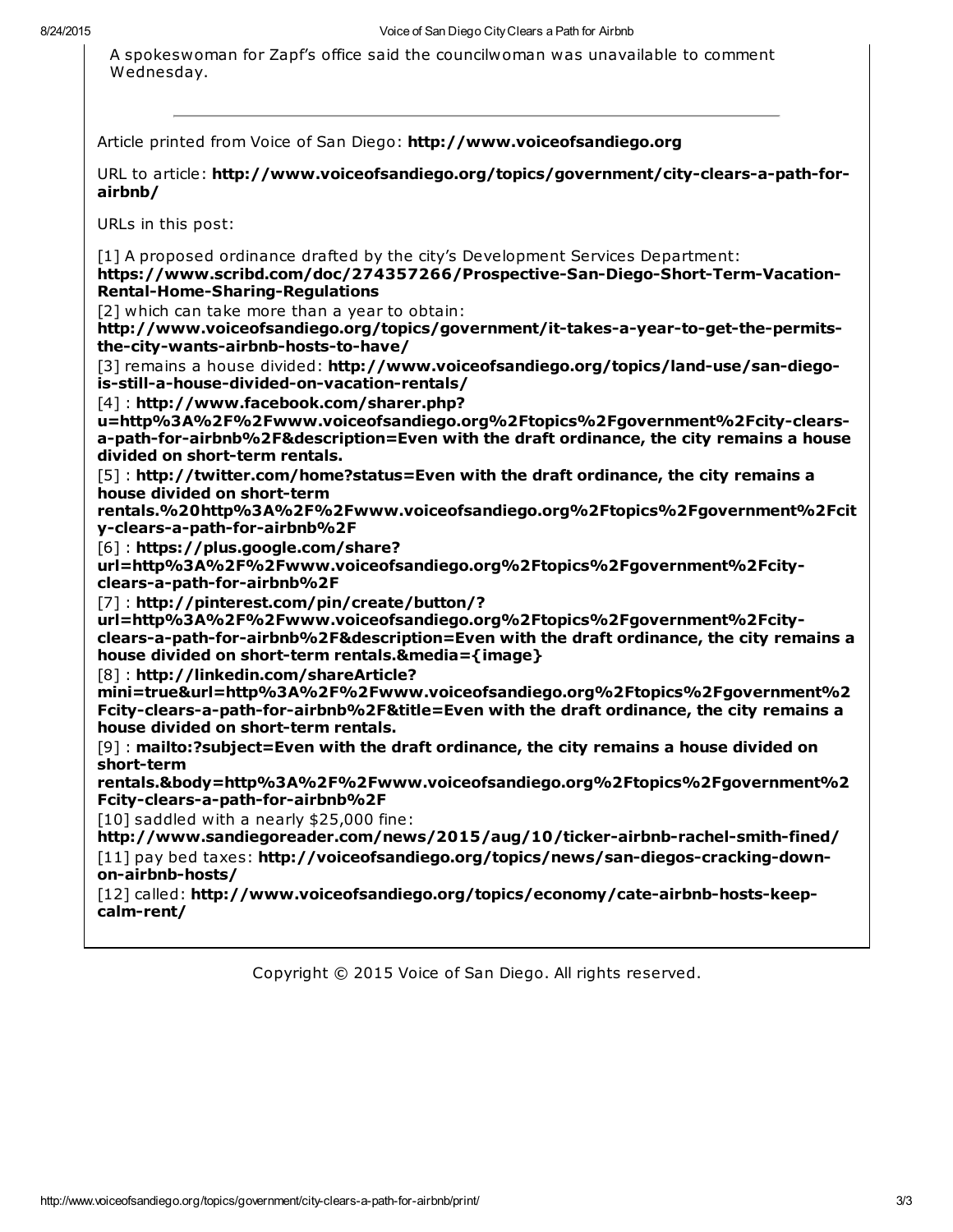A spokeswoman for Zapf's office said the councilwoman was unavailable to comment Wednesday.

---

Article printed from Voice of San Diego: **http://www.voiceofsandiego.org**

URL to article: **http://www.voiceofsandiego.org/topics/government/city-clears-a-path-for-airbnb/**

URLs in this post:

[1] A proposed ordinance drafted by the city's Development Services Department: **https://www.scribd.com/doc/274357266/Prospective-San-Diego-Short-Term-Vacation-Rental-Home-Sharing-Regulations**
[2] which can take more than a year to obtain: **http://www.voiceofsandiego.org/topics/government/it-takes-a-year-to-get-the-permits-the-city-wants-airbnb-hosts-to-have/**
[3] remains a house divided: **http://www.voiceofsandiego.org/topics/land-use/san-diego-is-still-a-house-divided-on-vacation-rentals/**
[4] : **http://www.facebook.com/sharer.php?u=http%3A%2F%2Fwww.voiceofsandiego.org%2Ftopics%2Fgovernment%2Fcity-clears-a-path-for-airbnb%2F&description=Even with the draft ordinance, the city remains a house divided on short-term rentals.**
[5] : **http://twitter.com/home?status=Even with the draft ordinance, the city remains a house divided on short-term rentals.%20http%3A%2F%2Fwww.voiceofsandiego.org%2Ftopics%2Fgovernment%2Fcity-clears-a-path-for-airbnb%2F**
[6] : **https://plus.google.com/share?url=http%3A%2F%2Fwww.voiceofsandiego.org%2Ftopics%2Fgovernment%2Fcity-clears-a-path-for-airbnb%2F**
[7] : **http://pinterest.com/pin/create/button/?url=http%3A%2F%2Fwww.voiceofsandiego.org%2Ftopics%2Fgovernment%2Fcity-clears-a-path-for-airbnb%2F&description=Even with the draft ordinance, the city remains a house divided on short-term rentals.&media={image}**
[8] : **http://linkedin.com/shareArticle?mini=true&url=http%3A%2F%2Fwww.voiceofsandiego.org%2Ftopics%2Fgovernment%2Fcity-clears-a-path-for-airbnb%2F&title=Even with the draft ordinance, the city remains a house divided on short-term rentals.**
[9] : **mailto:?subject=Even with the draft ordinance, the city remains a house divided on short-term rentals.&body=http%3A%2F%2Fwww.voiceofsandiego.org%2Ftopics%2Fgovernment%2Fcity-clears-a-path-for-airbnb%2F**
[10] saddled with a nearly $25,000 fine: **http://www.sandiegoreader.com/news/2015/aug/10/ticker-airbnb-rachel-smith-fined/**
[11] pay bed taxes: **http://voiceofsandiego.org/topics/news/san-diegos-cracking-down-on-airbnb-hosts/**
[12] called: **http://www.voiceofsandiego.org/topics/economy/cate-airbnb-hosts-keep-calm-rent/**

Copyright © 2015 Voice of San Diego. All rights reserved.